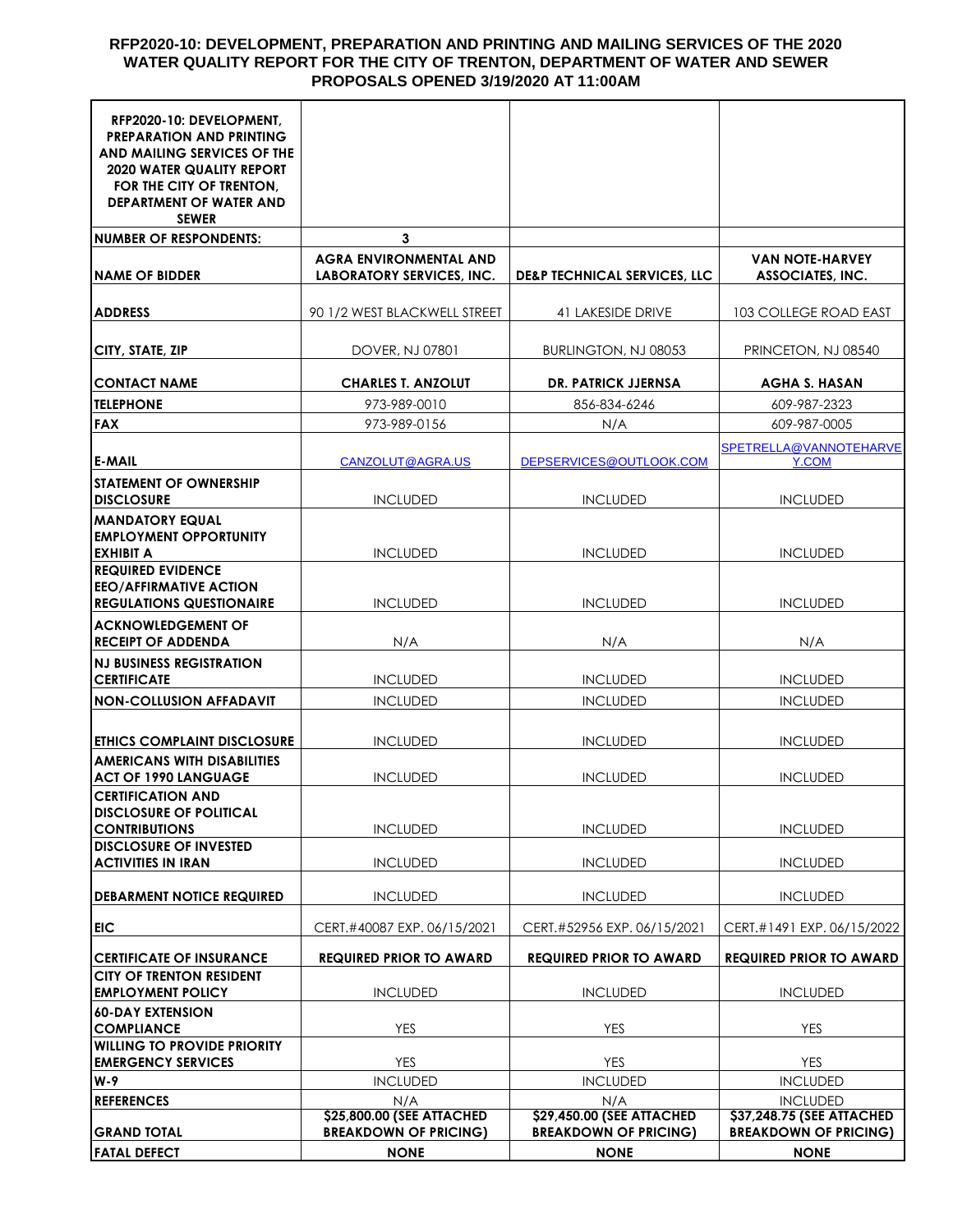**RFP2020-10: DEVELOPMENT, PREPARATION AND PRINTING AND MAILING SERVICES OF THE 2020 WATER QUALITY REPORT FOR THE CITY OF TRENTON, DEPARTMENT OF WATER AND SEWER**
**PROPOSALS OPENED 3/19/2020 AT 11:00AM**

| RFP2020-10: DEVELOPMENT, PREPARATION AND PRINTING AND MAILING SERVICES OF THE 2020 WATER QUALITY REPORT FOR THE CITY OF TRENTON, DEPARTMENT OF WATER AND SEWER | | | |
|---|---|---|---|
| **NUMBER OF RESPONDENTS:** | **3** | | |
| **NAME OF BIDDER** | **AGRA ENVIRONMENTAL AND LABORATORY SERVICES, INC.** | **DE&P TECHNICAL SERVICES, LLC** | **VAN NOTE-HARVEY ASSOCIATES, INC.** |
| **ADDRESS** | 90 1/2 WEST BLACKWELL STREET | 41 LAKESIDE DRIVE | 103 COLLEGE ROAD EAST |
| **CITY, STATE, ZIP** | DOVER, NJ 07801 | BURLINGTON, NJ 08053 | PRINCETON, NJ 08540 |
| **CONTACT NAME** | **CHARLES T. ANZOLUT** | **DR. PATRICK JJERNSA** | **AGHA S. HASAN** |
| **TELEPHONE** | 973-989-0010 | 856-834-6246 | 609-987-2323 |
| **FAX** | 973-989-0156 | N/A | 609-987-0005 |
| **E-MAIL** | CANZOLUT@AGRA.US | DEPSERVICES@OUTLOOK.COM | SPETRELLA@VANNOTEHARVEY.COM |
| **STATEMENT OF OWNERSHIP DISCLOSURE** | INCLUDED | INCLUDED | INCLUDED |
| **MANDATORY EQUAL EMPLOYMENT OPPORTUNITY EXHIBIT A** | INCLUDED | INCLUDED | INCLUDED |
| **REQUIRED EVIDENCE EEO/AFFIRMATIVE ACTION REGULATIONS QUESTIONAIRE** | INCLUDED | INCLUDED | INCLUDED |
| **ACKNOWLEDGEMENT OF RECEIPT OF ADDENDA** | N/A | N/A | N/A |
| **NJ BUSINESS REGISTRATION CERTIFICATE** | INCLUDED | INCLUDED | INCLUDED |
| **NON-COLLUSION AFFADAVIT** | INCLUDED | INCLUDED | INCLUDED |
| **ETHICS COMPLAINT DISCLOSURE** | INCLUDED | INCLUDED | INCLUDED |
| **AMERICANS WITH DISABILITIES ACT OF 1990 LANGUAGE** | INCLUDED | INCLUDED | INCLUDED |
| **CERTIFICATION AND DISCLOSURE OF POLITICAL CONTRIBUTIONS** | INCLUDED | INCLUDED | INCLUDED |
| **DISCLOSURE OF INVESTED ACTIVITIES IN IRAN** | INCLUDED | INCLUDED | INCLUDED |
| **DEBARMENT NOTICE REQUIRED** | INCLUDED | INCLUDED | INCLUDED |
| **EIC** | CERT.#40087 EXP. 06/15/2021 | CERT.#52956 EXP. 06/15/2021 | CERT.#1491 EXP. 06/15/2022 |
| **CERTIFICATE OF INSURANCE** | **REQUIRED PRIOR TO AWARD** | **REQUIRED PRIOR TO AWARD** | **REQUIRED PRIOR TO AWARD** |
| **CITY OF TRENTON RESIDENT EMPLOYMENT POLICY** | INCLUDED | INCLUDED | INCLUDED |
| **60-DAY EXTENSION COMPLIANCE** | YES | YES | YES |
| **WILLING TO PROVIDE PRIORITY EMERGENCY SERVICES** | YES | YES | YES |
| **W-9** | INCLUDED | INCLUDED | INCLUDED |
| **REFERENCES** | N/A | N/A | INCLUDED |
| **GRAND TOTAL** | **$25,800.00 (SEE ATTACHED BREAKDOWN OF PRICING)** | **$29,450.00 (SEE ATTACHED BREAKDOWN OF PRICING)** | **$37,248.75 (SEE ATTACHED BREAKDOWN OF PRICING)** |
| **FATAL DEFECT** | **NONE** | **NONE** | **NONE** |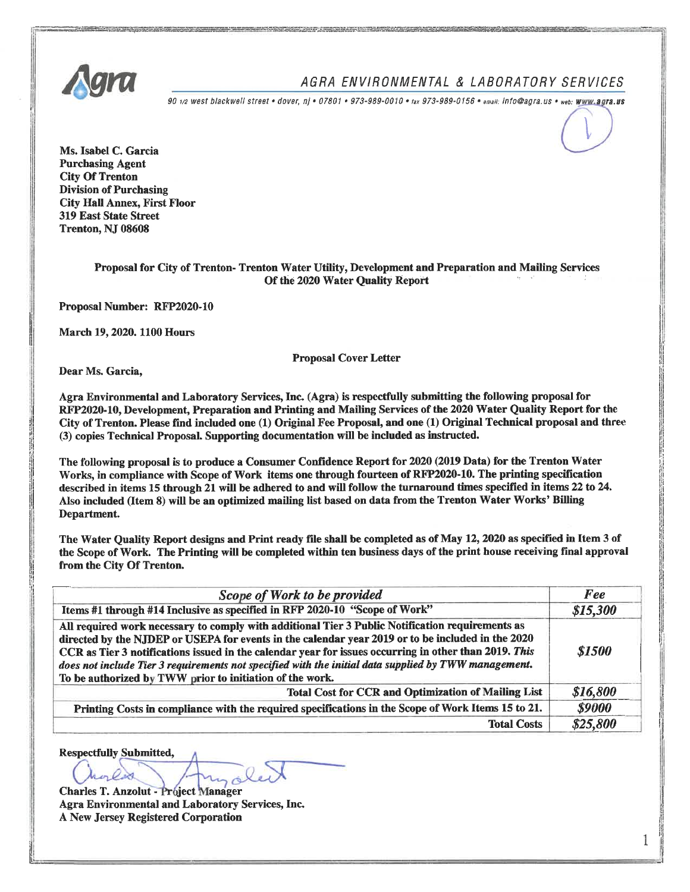AGRA ENVIRONMENTAL & LABORATORY SERVICES

90 1/2 west blackwell street • dover, nj • 07801 • 973-989-0010 • fax 973-989-0156 • email: info@agra.us • web: www.agra.us

**Ms. Isabel C. Garcia**
**Purchasing Agent**
**City Of Trenton**
**Division of Purchasing**
**City Hall Annex, First Floor**
**319 East State Street**
**Trenton, NJ 08608**

**Proposal for City of Trenton- Trenton Water Utility, Development and Preparation and Mailing Services Of the 2020 Water Quality Report**

**Proposal Number: RFP2020-10**

**March 19, 2020. 1100 Hours**

**Proposal Cover Letter**

**Dear Ms. Garcia,**

**Agra Environmental and Laboratory Services, Inc. (Agra) is respectfully submitting the following proposal for RFP2020-10, Development, Preparation and Printing and Mailing Services of the 2020 Water Quality Report for the City of Trenton. Please find included one (1) Original Fee Proposal, and one (1) Original Technical proposal and three (3) copies Technical Proposal. Supporting documentation will be included as instructed.**

**The following proposal is to produce a Consumer Confidence Report for 2020 (2019 Data) for the Trenton Water Works, in compliance with Scope of Work items one through fourteen of RFP2020-10. The printing specification described in items 15 through 21 will be adhered to and will follow the turnaround times specified in items 22 to 24. Also included (Item 8) will be an optimized mailing list based on data from the Trenton Water Works' Billing Department.**

**The Water Quality Report designs and Print ready file shall be completed as of May 12, 2020 as specified in Item 3 of the Scope of Work. The Printing will be completed within ten business days of the print house receiving final approval from the City Of Trenton.**

| ***Scope of Work to be provided*** | ***Fee*** |
|---|---|
| **Items #1 through #14 Inclusive as specified in RFP 2020-10 "Scope of Work"** | ***$15,300*** |
| **All required work necessary to comply with additional Tier 3 Public Notification requirements as directed by the NJDEP or USEPA for events in the calendar year 2019 or to be included in the 2020 CCR as Tier 3 notifications issued in the calendar year for issues occurring in other than 2019. *This does not include Tier 3 requirements not specified with the initial data supplied by TWW management.* To be authorized by TWW prior to initiation of the work.** | ***$1500*** |
| **Total Cost for CCR and Optimization of Mailing List** | ***$16,800*** |
| **Printing Costs in compliance with the required specifications in the Scope of Work Items 15 to 21.** | ***$9000*** |
| **Total Costs** | ***$25,800*** |

**Respectfully Submitted,**

**Charles T. Anzolut - Project Manager**
**Agra Environmental and Laboratory Services, Inc.**
**A New Jersey Registered Corporation**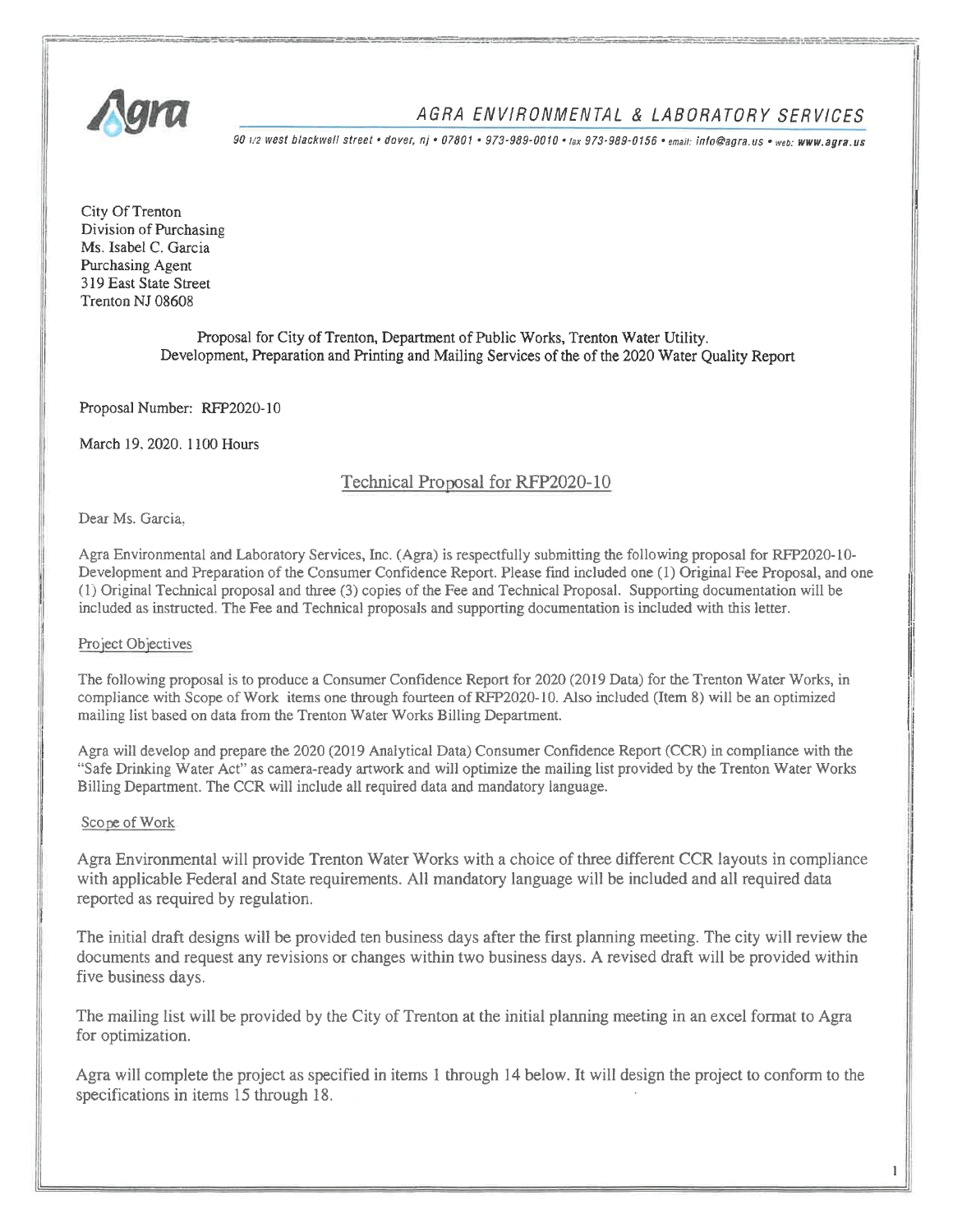# AGRA ENVIRONMENTAL & LABORATORY SERVICES

90 1/2 west blackwell street • dover, nj • 07801 • 973-989-0010 • fax 973-989-0156 • email: info@agra.us • web: www.agra.us

City Of Trenton
Division of Purchasing
Ms. Isabel C. Garcia
Purchasing Agent
319 East State Street
Trenton NJ 08608

Proposal for City of Trenton, Department of Public Works, Trenton Water Utility.
Development, Preparation and Printing and Mailing Services of the of the 2020 Water Quality Report

Proposal Number: RFP2020-10

March 19, 2020. 1100 Hours

## Technical Proposal for RFP2020-10

Dear Ms. Garcia,

Agra Environmental and Laboratory Services, Inc. (Agra) is respectfully submitting the following proposal for RFP2020-10-Development and Preparation of the Consumer Confidence Report. Please find included one (1) Original Fee Proposal, and one (1) Original Technical proposal and three (3) copies of the Fee and Technical Proposal. Supporting documentation will be included as instructed. The Fee and Technical proposals and supporting documentation is included with this letter.

### Project Objectives

The following proposal is to produce a Consumer Confidence Report for 2020 (2019 Data) for the Trenton Water Works, in compliance with Scope of Work items one through fourteen of RFP2020-10. Also included (Item 8) will be an optimized mailing list based on data from the Trenton Water Works Billing Department.

Agra will develop and prepare the 2020 (2019 Analytical Data) Consumer Confidence Report (CCR) in compliance with the "Safe Drinking Water Act" as camera-ready artwork and will optimize the mailing list provided by the Trenton Water Works Billing Department. The CCR will include all required data and mandatory language.

### Scope of Work

Agra Environmental will provide Trenton Water Works with a choice of three different CCR layouts in compliance with applicable Federal and State requirements. All mandatory language will be included and all required data reported as required by regulation.

The initial draft designs will be provided ten business days after the first planning meeting. The city will review the documents and request any revisions or changes within two business days. A revised draft will be provided within five business days.

The mailing list will be provided by the City of Trenton at the initial planning meeting in an excel format to Agra for optimization.

Agra will complete the project as specified in items 1 through 14 below. It will design the project to conform to the specifications in items 15 through 18.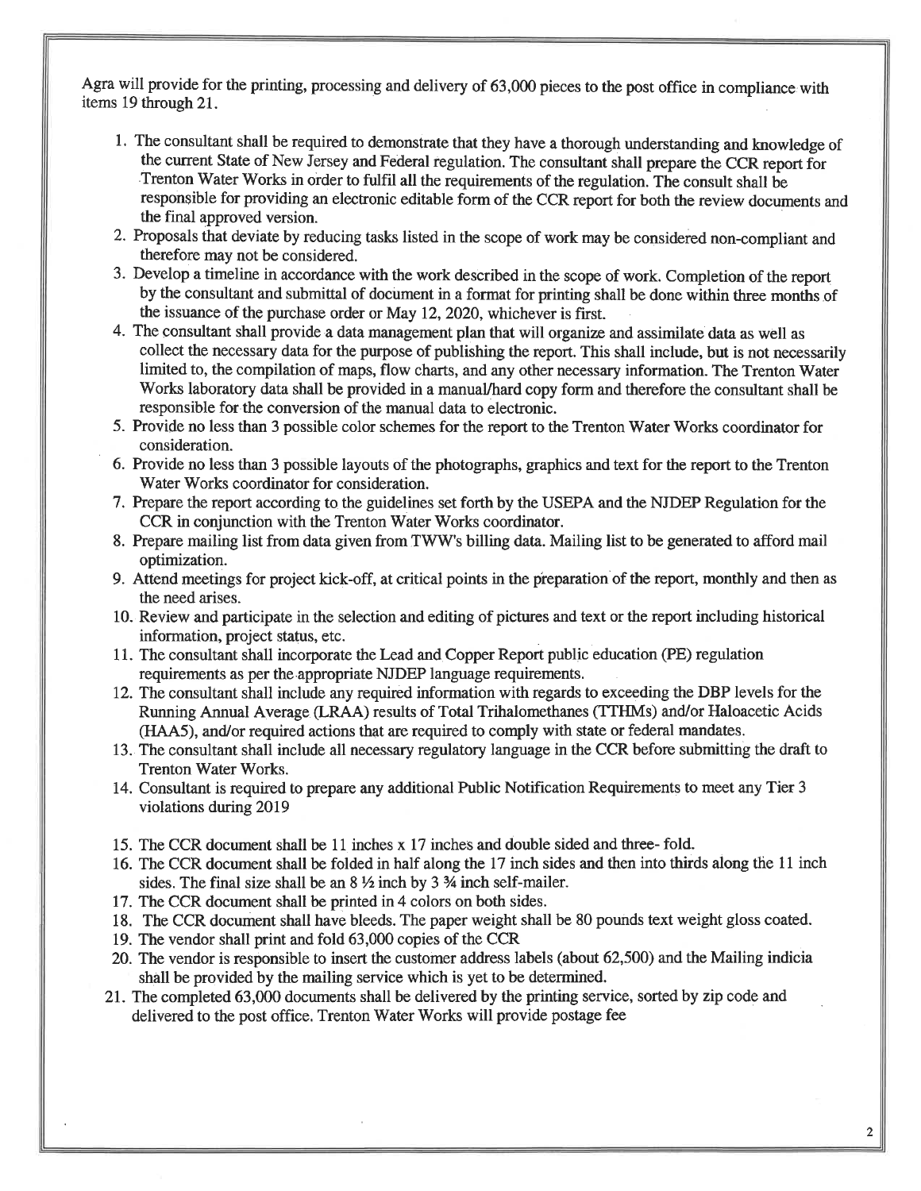Agra will provide for the printing, processing and delivery of 63,000 pieces to the post office in compliance with items 19 through 21.

1. The consultant shall be required to demonstrate that they have a thorough understanding and knowledge of the current State of New Jersey and Federal regulation. The consultant shall prepare the CCR report for Trenton Water Works in order to fulfil all the requirements of the regulation. The consult shall be responsible for providing an electronic editable form of the CCR report for both the review documents and the final approved version.
2. Proposals that deviate by reducing tasks listed in the scope of work may be considered non-compliant and therefore may not be considered.
3. Develop a timeline in accordance with the work described in the scope of work. Completion of the report by the consultant and submittal of document in a format for printing shall be done within three months of the issuance of the purchase order or May 12, 2020, whichever is first.
4. The consultant shall provide a data management plan that will organize and assimilate data as well as collect the necessary data for the purpose of publishing the report. This shall include, but is not necessarily limited to, the compilation of maps, flow charts, and any other necessary information. The Trenton Water Works laboratory data shall be provided in a manual/hard copy form and therefore the consultant shall be responsible for the conversion of the manual data to electronic.
5. Provide no less than 3 possible color schemes for the report to the Trenton Water Works coordinator for consideration.
6. Provide no less than 3 possible layouts of the photographs, graphics and text for the report to the Trenton Water Works coordinator for consideration.
7. Prepare the report according to the guidelines set forth by the USEPA and the NJDEP Regulation for the CCR in conjunction with the Trenton Water Works coordinator.
8. Prepare mailing list from data given from TWW's billing data. Mailing list to be generated to afford mail optimization.
9. Attend meetings for project kick-off, at critical points in the preparation of the report, monthly and then as the need arises.
10. Review and participate in the selection and editing of pictures and text or the report including historical information, project status, etc.
11. The consultant shall incorporate the Lead and Copper Report public education (PE) regulation requirements as per the appropriate NJDEP language requirements.
12. The consultant shall include any required information with regards to exceeding the DBP levels for the Running Annual Average (LRAA) results of Total Trihalomethanes (TTHMs) and/or Haloacetic Acids (HAA5), and/or required actions that are required to comply with state or federal mandates.
13. The consultant shall include all necessary regulatory language in the CCR before submitting the draft to Trenton Water Works.
14. Consultant is required to prepare any additional Public Notification Requirements to meet any Tier 3 violations during 2019
15. The CCR document shall be 11 inches x 17 inches and double sided and three- fold.
16. The CCR document shall be folded in half along the 17 inch sides and then into thirds along the 11 inch sides. The final size shall be an 8 ½ inch by 3 ¾ inch self-mailer.
17. The CCR document shall be printed in 4 colors on both sides.
18. The CCR document shall have bleeds. The paper weight shall be 80 pounds text weight gloss coated.
19. The vendor shall print and fold 63,000 copies of the CCR
20. The vendor is responsible to insert the customer address labels (about 62,500) and the Mailing indicia shall be provided by the mailing service which is yet to be determined.
21. The completed 63,000 documents shall be delivered by the printing service, sorted by zip code and delivered to the post office. Trenton Water Works will provide postage fee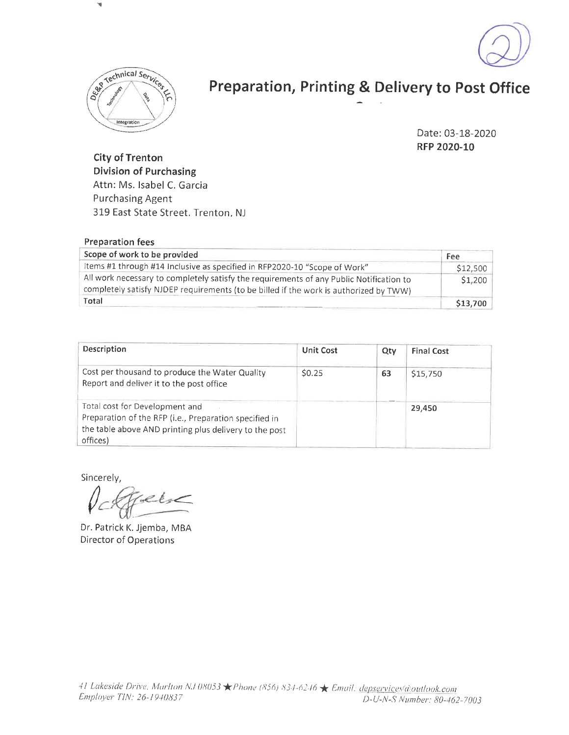# Preparation, Printing & Delivery to Post Office

Date: 03-18-2020
**RFP 2020-10**

**City of Trenton**
**Division of Purchasing**
Attn: Ms. Isabel C. Garcia
Purchasing Agent
319 East State Street. Trenton, NJ

**Preparation fees**

| Scope of work to be provided | Fee |
| --- | --- |
| Items #1 through #14 Inclusive as specified in RFP2020-10 "Scope of Work" | $12,500 |
| All work necessary to completely satisfy the requirements of any Public Notification to completely satisfy NJDEP requirements (to be billed if the work is authorized by TWW) | $1,200 |
| Total | $13,700 |

| Description | Unit Cost | Qty | Final Cost |
| --- | --- | --- | --- |
| Cost per thousand to produce the Water Quality Report and deliver it to the post office | $0.25 | 63 | $15,750 |
| Total cost for Development and Preparation of the RFP (i.e., Preparation specified in the table above AND printing plus delivery to the post offices) | | | 29,450 |

Sincerely,

Dr. Patrick K. Jjemba, MBA
Director of Operations

*41 Lakeside Drive, Marlton NJ 08053 ★ Phone (856) 834-6246 ★ Email: depservices@outlook.com*
*Employer TIN: 26-1940837* *D-U-N-S Number: 80-462-7003*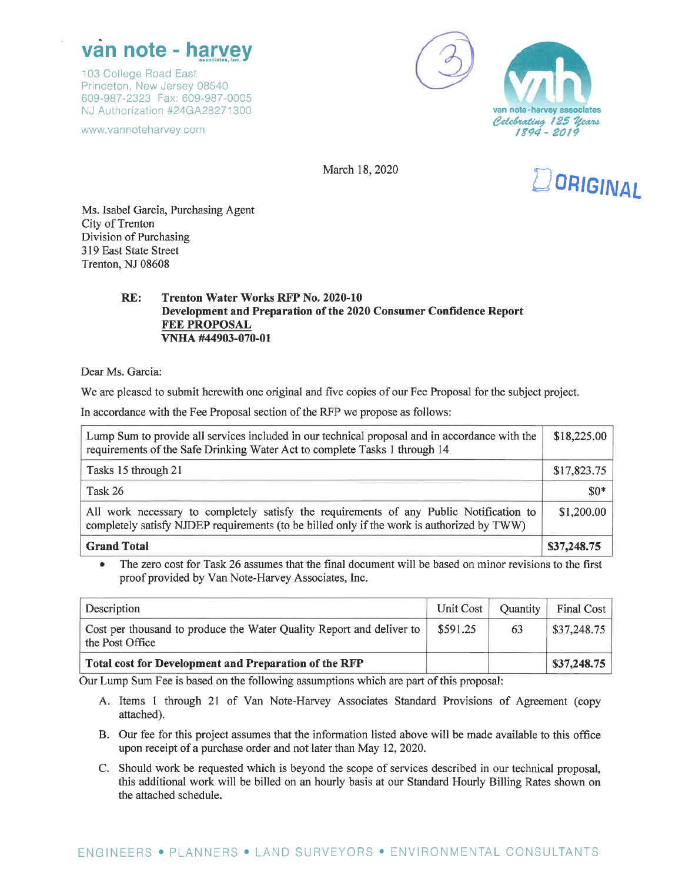**van note - harvey** associates, inc.

103 College Road East
Princeton, New Jersey 08540
609-987-2323 Fax: 609-987-0005
NJ Authorization #24GA28271300

www.vannoteharvey.com

(3)

van note-harvey associates
*Celebrating 125 Years*
*1894 - 2019*

March 18, 2020

ORIGINAL

Ms. Isabel Garcia, Purchasing Agent
City of Trenton
Division of Purchasing
319 East State Street
Trenton, NJ 08608

**RE: Trenton Water Works RFP No. 2020-10**
**Development and Preparation of the 2020 Consumer Confidence Report**
**FEE PROPOSAL**
**VNHA #44903-070-01**

Dear Ms. Garcia:

We are pleased to submit herewith one original and five copies of our Fee Proposal for the subject project.

In accordance with the Fee Proposal section of the RFP we propose as follows:

| | |
|---|---|
| Lump Sum to provide all services included in our technical proposal and in accordance with the requirements of the Safe Drinking Water Act to complete Tasks 1 through 14 | $18,225.00 |
| Tasks 15 through 21 | $17,823.75 |
| Task 26 | $0* |
| All work necessary to completely satisfy the requirements of any Public Notification to completely satisfy NJDEP requirements (to be billed only if the work is authorized by TWW) | $1,200.00 |
| **Grand Total** | **$37,248.75** |

- The zero cost for Task 26 assumes that the final document will be based on minor revisions to the first proof provided by Van Note-Harvey Associates, Inc.

| Description | Unit Cost | Quantity | Final Cost |
|---|---|---|---|
| Cost per thousand to produce the Water Quality Report and deliver to the Post Office | $591.25 | 63 | $37,248.75 |
| **Total cost for Development and Preparation of the RFP** | | | **$37,248.75** |

Our Lump Sum Fee is based on the following assumptions which are part of this proposal:

A. Items 1 through 21 of Van Note-Harvey Associates Standard Provisions of Agreement (copy attached).

B. Our fee for this project assumes that the information listed above will be made available to this office upon receipt of a purchase order and not later than May 12, 2020.

C. Should work be requested which is beyond the scope of services described in our technical proposal, this additional work will be billed on an hourly basis at our Standard Hourly Billing Rates shown on the attached schedule.

ENGINEERS • PLANNERS • LAND SURVEYORS • ENVIRONMENTAL CONSULTANTS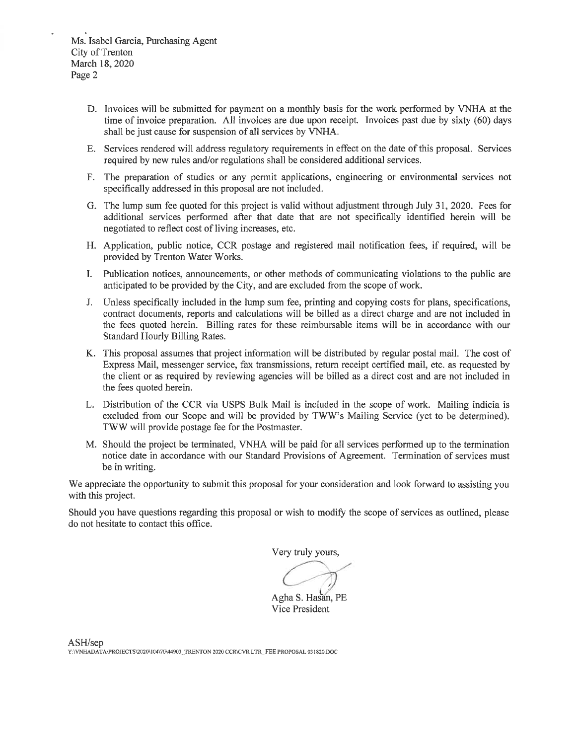Ms. Isabel Garcia, Purchasing Agent
City of Trenton
March 18, 2020
Page 2

D. Invoices will be submitted for payment on a monthly basis for the work performed by VNHA at the time of invoice preparation. All invoices are due upon receipt. Invoices past due by sixty (60) days shall be just cause for suspension of all services by VNHA.

E. Services rendered will address regulatory requirements in effect on the date of this proposal. Services required by new rules and/or regulations shall be considered additional services.

F. The preparation of studies or any permit applications, engineering or environmental services not specifically addressed in this proposal are not included.

G. The lump sum fee quoted for this project is valid without adjustment through July 31, 2020. Fees for additional services performed after that date that are not specifically identified herein will be negotiated to reflect cost of living increases, etc.

H. Application, public notice, CCR postage and registered mail notification fees, if required, will be provided by Trenton Water Works.

I. Publication notices, announcements, or other methods of communicating violations to the public are anticipated to be provided by the City, and are excluded from the scope of work.

J. Unless specifically included in the lump sum fee, printing and copying costs for plans, specifications, contract documents, reports and calculations will be billed as a direct charge and are not included in the fees quoted herein. Billing rates for these reimbursable items will be in accordance with our Standard Hourly Billing Rates.

K. This proposal assumes that project information will be distributed by regular postal mail. The cost of Express Mail, messenger service, fax transmissions, return receipt certified mail, etc. as requested by the client or as required by reviewing agencies will be billed as a direct cost and are not included in the fees quoted herein.

L. Distribution of the CCR via USPS Bulk Mail is included in the scope of work. Mailing indicia is excluded from our Scope and will be provided by TWW's Mailing Service (yet to be determined). TWW will provide postage fee for the Postmaster.

M. Should the project be terminated, VNHA will be paid for all services performed up to the termination notice date in accordance with our Standard Provisions of Agreement. Termination of services must be in writing.

We appreciate the opportunity to submit this proposal for your consideration and look forward to assisting you with this project.

Should you have questions regarding this proposal or wish to modify the scope of services as outlined, please do not hesitate to contact this office.

Very truly yours,

Agha S. Hasan, PE
Vice President

ASH/sep
Y:\VNHADATA\PROJECTS\2020\104\70\44903_TRENTON 2020 CCR\CVR LTR_FEE PROPOSAL 031820.DOC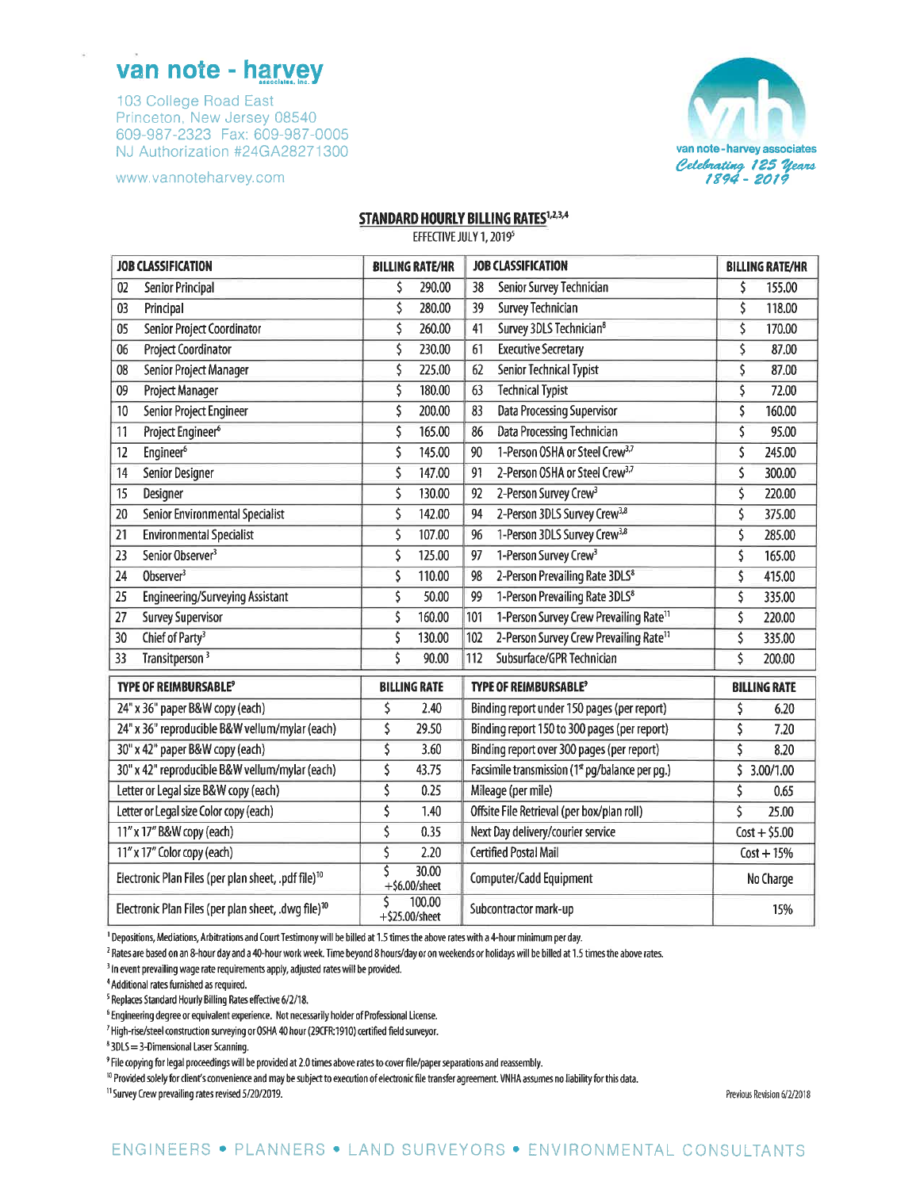**van note - harvey**
associates, inc.

103 College Road East
Princeton, New Jersey 08540
609-987-2323 Fax: 609-987-0005
NJ Authorization #24GA28271300

www.vannoteharvey.com

van note - harvey associates
*Celebrating 125 Years*
*1894 - 2019*

## STANDARD HOURLY BILLING RATES[1,2,3,4]

EFFECTIVE JULY 1, 2019[5]

| JOB CLASSIFICATION | BILLING RATE/HR | JOB CLASSIFICATION | BILLING RATE/HR |
|---|---|---|---|
| 02 Senior Principal | $ 290.00 | 38 Senior Survey Technician | $ 155.00 |
| 03 Principal | $ 280.00 | 39 Survey Technician | $ 118.00 |
| 05 Senior Project Coordinator | $ 260.00 | 41 Survey 3DLS Technician[8] | $ 170.00 |
| 06 Project Coordinator | $ 230.00 | 61 Executive Secretary | $ 87.00 |
| 08 Senior Project Manager | $ 225.00 | 62 Senior Technical Typist | $ 87.00 |
| 09 Project Manager | $ 180.00 | 63 Technical Typist | $ 72.00 |
| 10 Senior Project Engineer | $ 200.00 | 83 Data Processing Supervisor | $ 160.00 |
| 11 Project Engineer[6] | $ 165.00 | 86 Data Processing Technician | $ 95.00 |
| 12 Engineer[6] | $ 145.00 | 90 1-Person OSHA or Steel Crew[3,7] | $ 245.00 |
| 14 Senior Designer | $ 147.00 | 91 2-Person OSHA or Steel Crew[3,7] | $ 300.00 |
| 15 Designer | $ 130.00 | 92 2-Person Survey Crew[3] | $ 220.00 |
| 20 Senior Environmental Specialist | $ 142.00 | 94 2-Person 3DLS Survey Crew[3,8] | $ 375.00 |
| 21 Environmental Specialist | $ 107.00 | 96 1-Person 3DLS Survey Crew[3,8] | $ 285.00 |
| 23 Senior Observer[3] | $ 125.00 | 97 1-Person Survey Crew[3] | $ 165.00 |
| 24 Observer[3] | $ 110.00 | 98 2-Person Prevailing Rate 3DLS[8] | $ 415.00 |
| 25 Engineering/Surveying Assistant | $ 50.00 | 99 1-Person Prevailing Rate 3DLS[8] | $ 335.00 |
| 27 Survey Supervisor | $ 160.00 | 101 1-Person Survey Crew Prevailing Rate[11] | $ 220.00 |
| 30 Chief of Party[3] | $ 130.00 | 102 2-Person Survey Crew Prevailing Rate[11] | $ 335.00 |
| 33 Transitperson[3] | $ 90.00 | 112 Subsurface/GPR Technician | $ 200.00 |

| TYPE OF REIMBURSABLE[9] | BILLING RATE | TYPE OF REIMBURSABLE[9] | BILLING RATE |
|---|---|---|---|
| 24" x 36" paper B&W copy (each) | $ 2.40 | Binding report under 150 pages (per report) | $ 6.20 |
| 24" x 36" reproducible B&W vellum/mylar (each) | $ 29.50 | Binding report 150 to 300 pages (per report) | $ 7.20 |
| 30" x 42" paper B&W copy (each) | $ 3.60 | Binding report over 300 pages (per report) | $ 8.20 |
| 30" x 42" reproducible B&W vellum/mylar (each) | $ 43.75 | Facsimile transmission (1st pg/balance per pg.) | $ 3.00/1.00 |
| Letter or Legal size B&W copy (each) | $ 0.25 | Mileage (per mile) | $ 0.65 |
| Letter or Legal size Color copy (each) | $ 1.40 | Offsite File Retrieval (per box/plan roll) | $ 25.00 |
| 11" x 17" B&W copy (each) | $ 0.35 | Next Day delivery/courier service | Cost + $5.00 |
| 11" x 17" Color copy (each) | $ 2.20 | Certified Postal Mail | Cost + 15% |
| Electronic Plan Files (per plan sheet, .pdf file)[10] | $ 30.00 +$6.00/sheet | Computer/Cadd Equipment | No Charge |
| Electronic Plan Files (per plan sheet, .dwg file)[10] | $ 100.00 +$25.00/sheet | Subcontractor mark-up | 15% |

[1] Depositions, Mediations, Arbitrations and Court Testimony will be billed at 1.5 times the above rates with a 4-hour minimum per day.
[2] Rates are based on an 8-hour day and a 40-hour work week. Time beyond 8 hours/day or on weekends or holidays will be billed at 1.5 times the above rates.
[3] In event prevailing wage rate requirements apply, adjusted rates will be provided.
[4] Additional rates furnished as required.
[5] Replaces Standard Hourly Billing Rates effective 6/2/18.
[6] Engineering degree or equivalent experience. Not necessarily holder of Professional License.
[7] High-rise/steel construction surveying or OSHA 40 hour (29CFR:1910) certified field surveyor.
[8] 3DLS = 3-Dimensional Laser Scanning.
[9] File copying for legal proceedings will be provided at 2.0 times above rates to cover file/paper separations and reassembly.
[10] Provided solely for client's convenience and may be subject to execution of electronic file transfer agreement. VNHA assumes no liability for this data.
[11] Survey Crew prevailing rates revised 5/20/2019.

Previous Revision 6/2/2018

ENGINEERS • PLANNERS • LAND SURVEYORS • ENVIRONMENTAL CONSULTANTS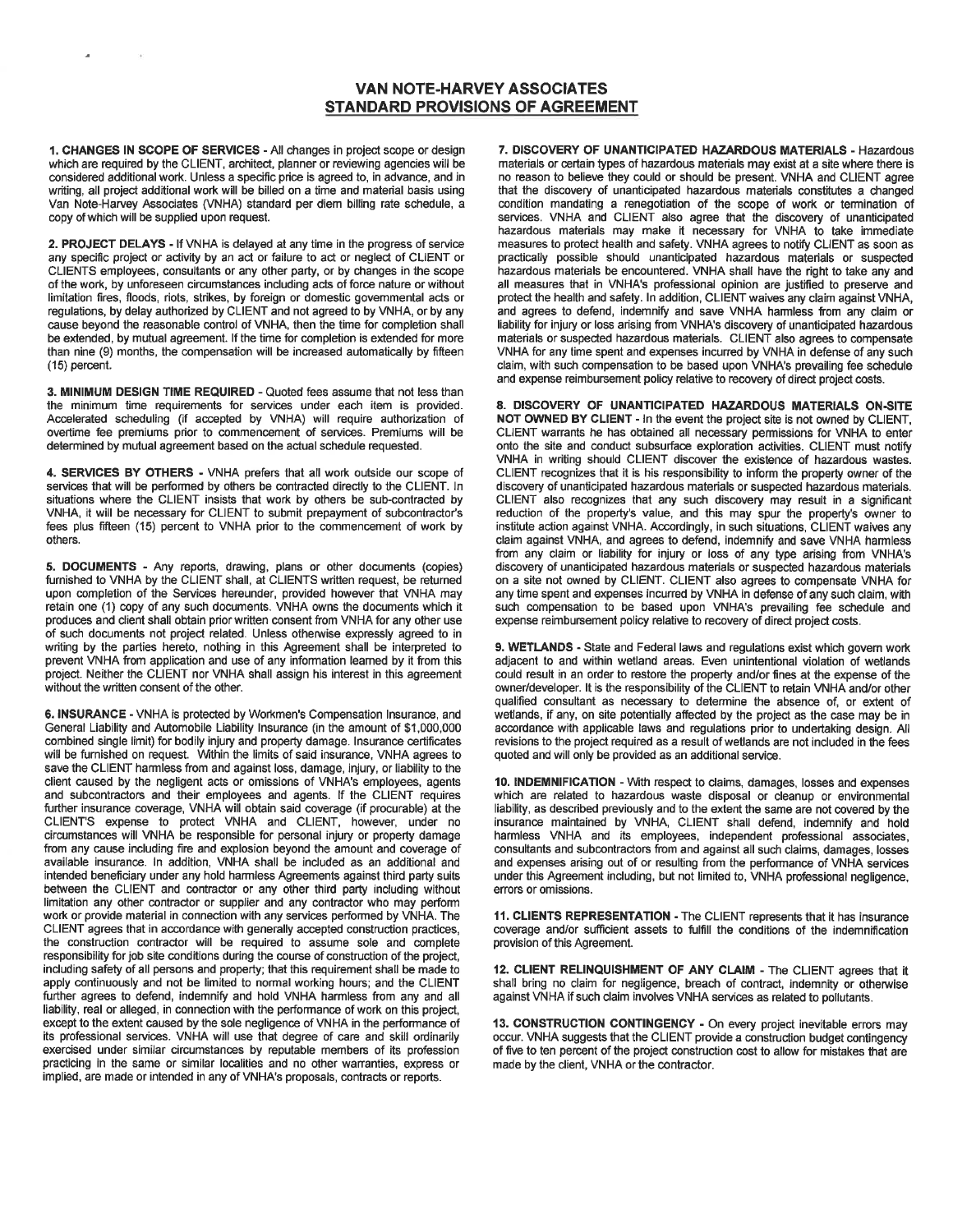# VAN NOTE-HARVEY ASSOCIATES
## STANDARD PROVISIONS OF AGREEMENT

**1. CHANGES IN SCOPE OF SERVICES** - All changes in project scope or design which are required by the CLIENT, architect, planner or reviewing agencies will be considered additional work. Unless a specific price is agreed to, in advance, and in writing, all project additional work will be billed on a time and material basis using Van Note-Harvey Associates (VNHA) standard per diem billing rate schedule, a copy of which will be supplied upon request.

**2. PROJECT DELAYS** - If VNHA is delayed at any time in the progress of service any specific project or activity by an act or failure to act or neglect of CLIENT or CLIENTS employees, consultants or any other party, or by changes in the scope of the work, by unforeseen circumstances including acts of force nature or without limitation fires, floods, riots, strikes, by foreign or domestic governmental acts or regulations, by delay authorized by CLIENT and not agreed to by VNHA, or by any cause beyond the reasonable control of VNHA, then the time for completion shall be extended, by mutual agreement. If the time for completion is extended for more than nine (9) months, the compensation will be increased automatically by fifteen (15) percent.

**3. MINIMUM DESIGN TIME REQUIRED** - Quoted fees assume that not less than the minimum time requirements for services under each item is provided. Accelerated scheduling (if accepted by VNHA) will require authorization of overtime fee premiums prior to commencement of services. Premiums will be determined by mutual agreement based on the actual schedule requested.

**4. SERVICES BY OTHERS** - VNHA prefers that all work outside our scope of services that will be performed by others be contracted directly to the CLIENT. In situations where the CLIENT insists that work by others be sub-contracted by VNHA, it will be necessary for CLIENT to submit prepayment of subcontractor's fees plus fifteen (15) percent to VNHA prior to the commencement of work by others.

**5. DOCUMENTS** - Any reports, drawing, plans or other documents (copies) furnished to VNHA by the CLIENT shall, at CLIENTS written request, be returned upon completion of the Services hereunder, provided however that VNHA may retain one (1) copy of any such documents. VNHA owns the documents which it produces and client shall obtain prior written consent from VNHA for any other use of such documents not project related. Unless otherwise expressly agreed to in writing by the parties hereto, nothing in this Agreement shall be interpreted to prevent VNHA from application and use of any information learned by it from this project. Neither the CLIENT nor VNHA shall assign his interest in this agreement without the written consent of the other.

**6. INSURANCE** - VNHA is protected by Workmen's Compensation Insurance, and General Liability and Automobile Liability Insurance (in the amount of $1,000,000 combined single limit) for bodily injury and property damage. Insurance certificates will be furnished on request. Within the limits of said insurance, VNHA agrees to save the CLIENT harmless from and against loss, damage, injury, or liability to the client caused by the negligent acts or omissions of VNHA's employees, agents and subcontractors and their employees and agents. If the CLIENT requires further insurance coverage, VNHA will obtain said coverage (if procurable) at the CLIENT'S expense to protect VNHA and CLIENT, however, under no circumstances will VNHA be responsible for personal injury or property damage from any cause including fire and explosion beyond the amount and coverage of available insurance. In addition, VNHA shall be included as an additional and intended beneficiary under any hold harmless Agreements against third party suits between the CLIENT and contractor or any other third party including without limitation any other contractor or supplier and any contractor who may perform work or provide material in connection with any services performed by VNHA. The CLIENT agrees that in accordance with generally accepted construction practices, the construction contractor will be required to assume sole and complete responsibility for job site conditions during the course of construction of the project, including safety of all persons and property; that this requirement shall be made to apply continuously and not be limited to normal working hours; and the CLIENT further agrees to defend, indemnify and hold VNHA harmless from any and all liability, real or alleged, in connection with the performance of work on this project, except to the extent caused by the sole negligence of VNHA in the performance of its professional services. VNHA will use that degree of care and skill ordinarily exercised under similar circumstances by reputable members of its profession practicing in the same or similar localities and no other warranties, express or implied, are made or intended in any of VNHA's proposals, contracts or reports.

**7. DISCOVERY OF UNANTICIPATED HAZARDOUS MATERIALS** - Hazardous materials or certain types of hazardous materials may exist at a site where there is no reason to believe they could or should be present. VNHA and CLIENT agree that the discovery of unanticipated hazardous materials constitutes a changed condition mandating a renegotiation of the scope of work or termination of services. VNHA and CLIENT also agree that the discovery of unanticipated hazardous materials may make it necessary for VNHA to take immediate measures to protect health and safety. VNHA agrees to notify CLIENT as soon as practically possible should unanticipated hazardous materials or suspected hazardous materials be encountered. VNHA shall have the right to take any and all measures that in VNHA's professional opinion are justified to preserve and protect the health and safety. In addition, CLIENT waives any claim against VNHA, and agrees to defend, indemnify and save VNHA harmless from any claim or liability for injury or loss arising from VNHA's discovery of unanticipated hazardous materials or suspected hazardous materials. CLIENT also agrees to compensate VNHA for any time spent and expenses incurred by VNHA in defense of any such claim, with such compensation to be based upon VNHA's prevailing fee schedule and expense reimbursement policy relative to recovery of direct project costs.

**8. DISCOVERY OF UNANTICIPATED HAZARDOUS MATERIALS ON-SITE NOT OWNED BY CLIENT** - In the event the project site is not owned by CLIENT, CLIENT warrants he has obtained all necessary permissions for VNHA to enter onto the site and conduct subsurface exploration activities. CLIENT must notify VNHA in writing should CLIENT discover the existence of hazardous wastes. CLIENT recognizes that it is his responsibility to inform the property owner of the discovery of unanticipated hazardous materials or suspected hazardous materials. CLIENT also recognizes that any such discovery may result in a significant reduction of the property's value, and this may spur the property's owner to institute action against VNHA. Accordingly, in such situations, CLIENT waives any claim against VNHA, and agrees to defend, indemnify and save VNHA harmless from any claim or liability for injury or loss of any type arising from VNHA's discovery of unanticipated hazardous materials or suspected hazardous materials on a site not owned by CLIENT. CLIENT also agrees to compensate VNHA for any time spent and expenses incurred by VNHA in defense of any such claim, with such compensation to be based upon VNHA's prevailing fee schedule and expense reimbursement policy relative to recovery of direct project costs.

**9. WETLANDS** - State and Federal laws and regulations exist which govern work adjacent to and within wetland areas. Even unintentional violation of wetlands could result in an order to restore the property and/or fines at the expense of the owner/developer. It is the responsibility of the CLIENT to retain VNHA and/or other qualified consultant as necessary to determine the absence of, or extent of wetlands, if any, on site potentially affected by the project as the case may be in accordance with applicable laws and regulations prior to undertaking design. All revisions to the project required as a result of wetlands are not included in the fees quoted and will only be provided as an additional service.

**10. INDEMNIFICATION** - With respect to claims, damages, losses and expenses which are related to hazardous waste disposal or cleanup or environmental liability, as described previously and to the extent the same are not covered by the insurance maintained by VNHA, CLIENT shall defend, indemnify and hold harmless VNHA and its employees, independent professional associates, consultants and subcontractors from and against all such claims, damages, losses and expenses arising out of or resulting from the performance of VNHA services under this Agreement including, but not limited to, VNHA professional negligence, errors or omissions.

**11. CLIENTS REPRESENTATION** - The CLIENT represents that it has insurance coverage and/or sufficient assets to fulfill the conditions of the indemnification provision of this Agreement.

**12. CLIENT RELINQUISHMENT OF ANY CLAIM** - The CLIENT agrees that it shall bring no claim for negligence, breach of contract, indemnity or otherwise against VNHA if such claim involves VNHA services as related to pollutants.

**13. CONSTRUCTION CONTINGENCY** - On every project inevitable errors may occur. VNHA suggests that the CLIENT provide a construction budget contingency of five to ten percent of the project construction cost to allow for mistakes that are made by the client, VNHA or the contractor.